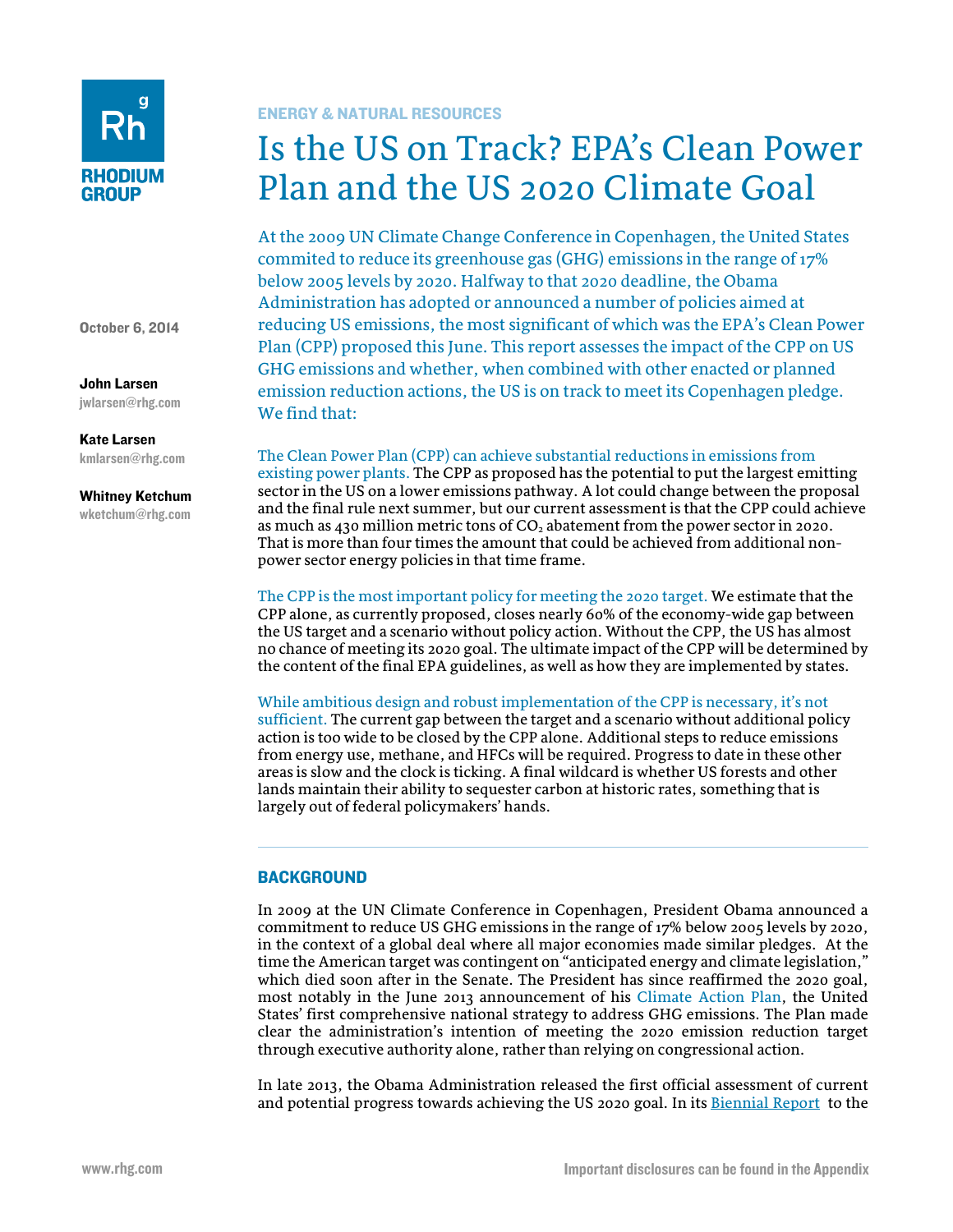ENERGY & NATURAL RESOURCES

# Is the US on Track? EPA's Clean Power Plan and the US 2020 Climate Goal

October 6, 2014

**John Larsen**
jwlarsen@rhg.com

**Kate Larsen**
kmlarsen@rhg.com

**Whitney Ketchum**
wketchum@rhg.com

At the 2009 UN Climate Change Conference in Copenhagen, the United States commited to reduce its greenhouse gas (GHG) emissions in the range of 17% below 2005 levels by 2020. Halfway to that 2020 deadline, the Obama Administration has adopted or announced a number of policies aimed at reducing US emissions, the most significant of which was the EPA's Clean Power Plan (CPP) proposed this June. This report assesses the impact of the CPP on US GHG emissions and whether, when combined with other enacted or planned emission reduction actions, the US is on track to meet its Copenhagen pledge. We find that:

The Clean Power Plan (CPP) can achieve substantial reductions in emissions from existing power plants. The CPP as proposed has the potential to put the largest emitting sector in the US on a lower emissions pathway. A lot could change between the proposal and the final rule next summer, but our current assessment is that the CPP could achieve as much as 430 million metric tons of $CO_2$ abatement from the power sector in 2020. That is more than four times the amount that could be achieved from additional non-power sector energy policies in that time frame.

The CPP is the most important policy for meeting the 2020 target. We estimate that the CPP alone, as currently proposed, closes nearly 60% of the economy-wide gap between the US target and a scenario without policy action. Without the CPP, the US has almost no chance of meeting its 2020 goal. The ultimate impact of the CPP will be determined by the content of the final EPA guidelines, as well as how they are implemented by states.

While ambitious design and robust implementation of the CPP is necessary, it's not sufficient. The current gap between the target and a scenario without additional policy action is too wide to be closed by the CPP alone. Additional steps to reduce emissions from energy use, methane, and HFCs will be required. Progress to date in these other areas is slow and the clock is ticking. A final wildcard is whether US forests and other lands maintain their ability to sequester carbon at historic rates, something that is largely out of federal policymakers' hands.

## BACKGROUND

In 2009 at the UN Climate Conference in Copenhagen, President Obama announced a commitment to reduce US GHG emissions in the range of 17% below 2005 levels by 2020, in the context of a global deal where all major economies made similar pledges. At the time the American target was contingent on "anticipated energy and climate legislation," which died soon after in the Senate. The President has since reaffirmed the 2020 goal, most notably in the June 2013 announcement of his Climate Action Plan, the United States' first comprehensive national strategy to address GHG emissions. The Plan made clear the administration's intention of meeting the 2020 emission reduction target through executive authority alone, rather than relying on congressional action.

In late 2013, the Obama Administration released the first official assessment of current and potential progress towards achieving the US 2020 goal. In its Biennial Report to the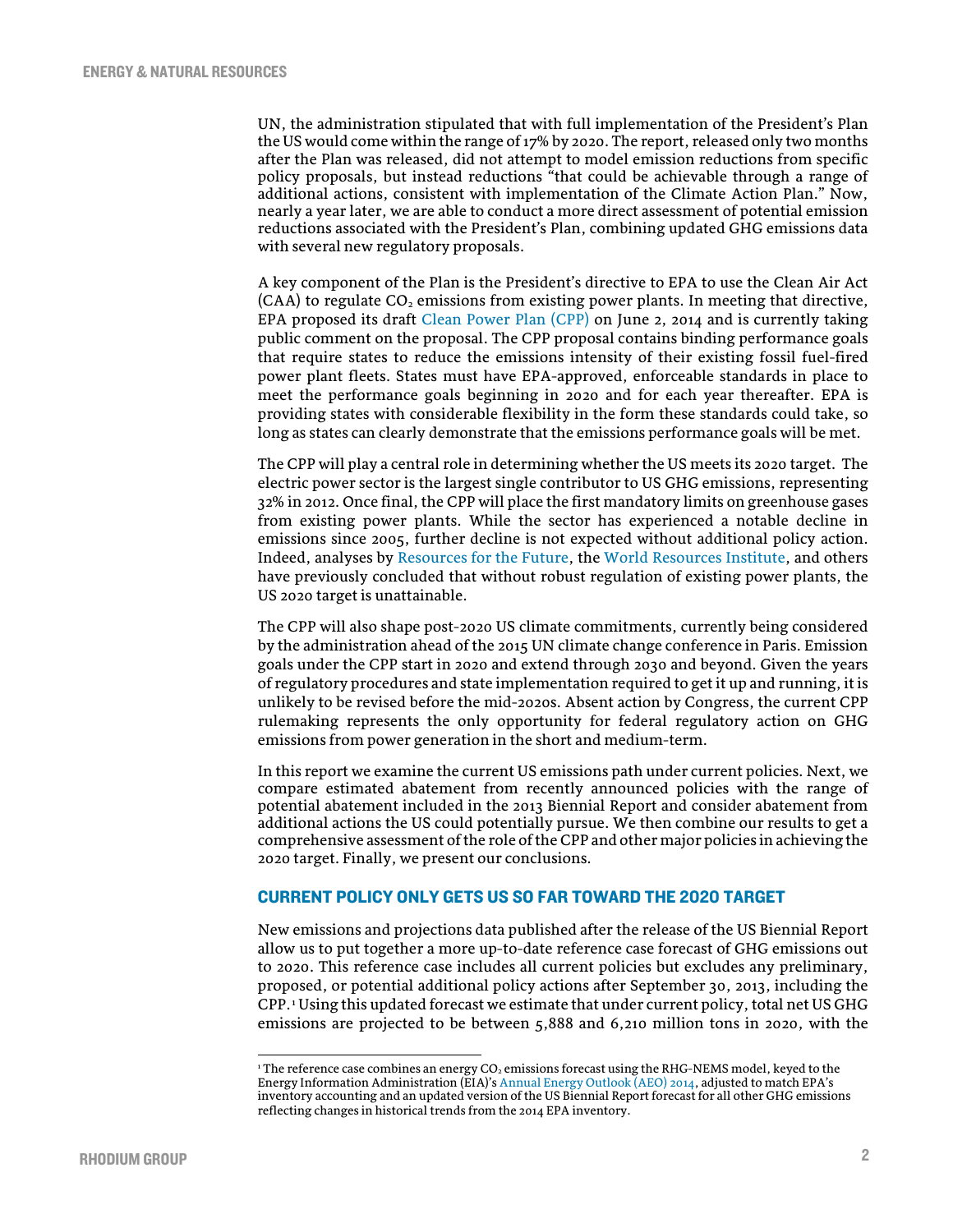UN, the administration stipulated that with full implementation of the President's Plan the US would come within the range of 17% by 2020. The report, released only two months after the Plan was released, did not attempt to model emission reductions from specific policy proposals, but instead reductions "that could be achievable through a range of additional actions, consistent with implementation of the Climate Action Plan." Now, nearly a year later, we are able to conduct a more direct assessment of potential emission reductions associated with the President's Plan, combining updated GHG emissions data with several new regulatory proposals.

A key component of the Plan is the President's directive to EPA to use the Clean Air Act (CAA) to regulate $CO_2$ emissions from existing power plants. In meeting that directive, EPA proposed its draft Clean Power Plan (CPP) on June 2, 2014 and is currently taking public comment on the proposal. The CPP proposal contains binding performance goals that require states to reduce the emissions intensity of their existing fossil fuel-fired power plant fleets. States must have EPA-approved, enforceable standards in place to meet the performance goals beginning in 2020 and for each year thereafter. EPA is providing states with considerable flexibility in the form these standards could take, so long as states can clearly demonstrate that the emissions performance goals will be met.

The CPP will play a central role in determining whether the US meets its 2020 target. The electric power sector is the largest single contributor to US GHG emissions, representing 32% in 2012. Once final, the CPP will place the first mandatory limits on greenhouse gases from existing power plants. While the sector has experienced a notable decline in emissions since 2005, further decline is not expected without additional policy action. Indeed, analyses by Resources for the Future, the World Resources Institute, and others have previously concluded that without robust regulation of existing power plants, the US 2020 target is unattainable.

The CPP will also shape post-2020 US climate commitments, currently being considered by the administration ahead of the 2015 UN climate change conference in Paris. Emission goals under the CPP start in 2020 and extend through 2030 and beyond. Given the years of regulatory procedures and state implementation required to get it up and running, it is unlikely to be revised before the mid-2020s. Absent action by Congress, the current CPP rulemaking represents the only opportunity for federal regulatory action on GHG emissions from power generation in the short and medium-term.

In this report we examine the current US emissions path under current policies. Next, we compare estimated abatement from recently announced policies with the range of potential abatement included in the 2013 Biennial Report and consider abatement from additional actions the US could potentially pursue. We then combine our results to get a comprehensive assessment of the role of the CPP and other major policies in achieving the 2020 target. Finally, we present our conclusions.

## CURRENT POLICY ONLY GETS US SO FAR TOWARD THE 2020 TARGET

New emissions and projections data published after the release of the US Biennial Report allow us to put together a more up-to-date reference case forecast of GHG emissions out to 2020. This reference case includes all current policies but excludes any preliminary, proposed, or potential additional policy actions after September 30, 2013, including the CPP.[1] Using this updated forecast we estimate that under current policy, total net US GHG emissions are projected to be between 5,888 and 6,210 million tons in 2020, with the

[1] The reference case combines an energy $CO_2$ emissions forecast using the RHG-NEMS model, keyed to the Energy Information Administration (EIA)'s Annual Energy Outlook (AEO) 2014, adjusted to match EPA's inventory accounting and an updated version of the US Biennial Report forecast for all other GHG emissions reflecting changes in historical trends from the 2014 EPA inventory.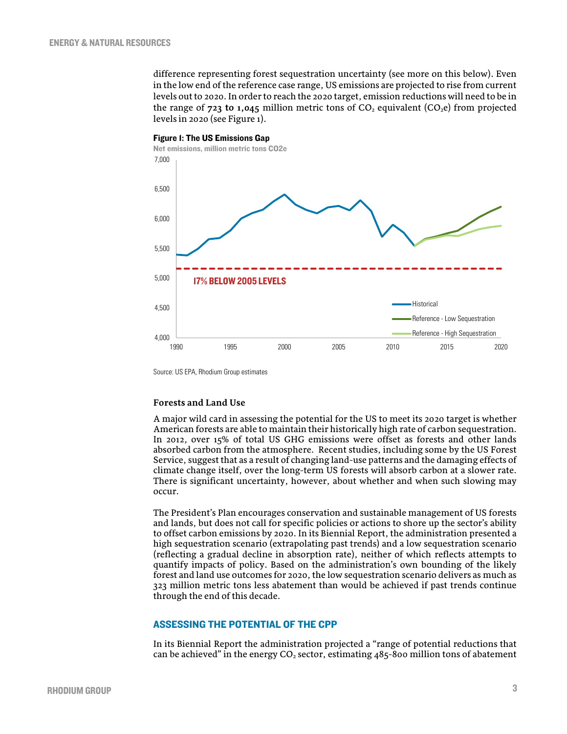difference representing forest sequestration uncertainty (see more on this below). Even in the low end of the reference case range, US emissions are projected to rise from current levels out to 2020. In order to reach the 2020 target, emission reductions will need to be in the range of **723 to 1,045** million metric tons of $CO_2$ equivalent ($CO_2e$) from projected levels in 2020 (see Figure 1).

**Figure 1: The US Emissions Gap**

Net emissions, million metric tons CO2e

Source: US EPA, Rhodium Group estimates

**Forests and Land Use**

A major wild card in assessing the potential for the US to meet its 2020 target is whether American forests are able to maintain their historically high rate of carbon sequestration. In 2012, over 15% of total US GHG emissions were offset as forests and other lands absorbed carbon from the atmosphere. Recent studies, including some by the US Forest Service, suggest that as a result of changing land-use patterns and the damaging effects of climate change itself, over the long-term US forests will absorb carbon at a slower rate. There is significant uncertainty, however, about whether and when such slowing may occur.

The President's Plan encourages conservation and sustainable management of US forests and lands, but does not call for specific policies or actions to shore up the sector's ability to offset carbon emissions by 2020. In its Biennial Report, the administration presented a high sequestration scenario (extrapolating past trends) and a low sequestration scenario (reflecting a gradual decline in absorption rate), neither of which reflects attempts to quantify impacts of policy. Based on the administration's own bounding of the likely forest and land use outcomes for 2020, the low sequestration scenario delivers as much as 323 million metric tons less abatement than would be achieved if past trends continue through the end of this decade.

## ASSESSING THE POTENTIAL OF THE CPP

In its Biennial Report the administration projected a "range of potential reductions that can be achieved" in the energy $CO_2$ sector, estimating 485-800 million tons of abatement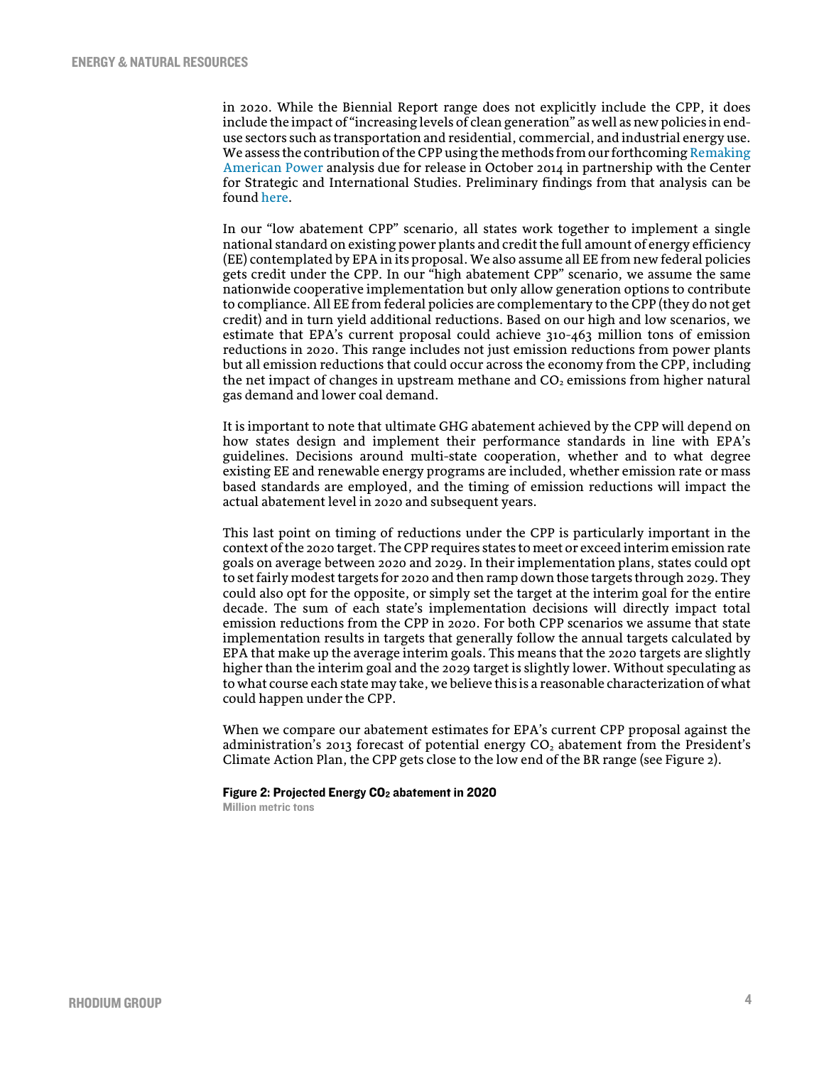in 2020. While the Biennial Report range does not explicitly include the CPP, it does include the impact of "increasing levels of clean generation" as well as new policies in end-use sectors such as transportation and residential, commercial, and industrial energy use. We assess the contribution of the CPP using the methods from our forthcoming Remaking American Power analysis due for release in October 2014 in partnership with the Center for Strategic and International Studies. Preliminary findings from that analysis can be found here.

In our "low abatement CPP" scenario, all states work together to implement a single national standard on existing power plants and credit the full amount of energy efficiency (EE) contemplated by EPA in its proposal. We also assume all EE from new federal policies gets credit under the CPP. In our "high abatement CPP" scenario, we assume the same nationwide cooperative implementation but only allow generation options to contribute to compliance. All EE from federal policies are complementary to the CPP (they do not get credit) and in turn yield additional reductions. Based on our high and low scenarios, we estimate that EPA's current proposal could achieve 310-463 million tons of emission reductions in 2020. This range includes not just emission reductions from power plants but all emission reductions that could occur across the economy from the CPP, including the net impact of changes in upstream methane and $CO_2$ emissions from higher natural gas demand and lower coal demand.

It is important to note that ultimate GHG abatement achieved by the CPP will depend on how states design and implement their performance standards in line with EPA's guidelines. Decisions around multi-state cooperation, whether and to what degree existing EE and renewable energy programs are included, whether emission rate or mass based standards are employed, and the timing of emission reductions will impact the actual abatement level in 2020 and subsequent years.

This last point on timing of reductions under the CPP is particularly important in the context of the 2020 target. The CPP requires states to meet or exceed interim emission rate goals on average between 2020 and 2029. In their implementation plans, states could opt to set fairly modest targets for 2020 and then ramp down those targets through 2029. They could also opt for the opposite, or simply set the target at the interim goal for the entire decade. The sum of each state's implementation decisions will directly impact total emission reductions from the CPP in 2020. For both CPP scenarios we assume that state implementation results in targets that generally follow the annual targets calculated by EPA that make up the average interim goals. This means that the 2020 targets are slightly higher than the interim goal and the 2029 target is slightly lower. Without speculating as to what course each state may take, we believe this is a reasonable characterization of what could happen under the CPP.

When we compare our abatement estimates for EPA's current CPP proposal against the administration's 2013 forecast of potential energy $CO_2$ abatement from the President's Climate Action Plan, the CPP gets close to the low end of the BR range (see Figure 2).

**Figure 2: Projected Energy $CO_2$ abatement in 2020**

Million metric tons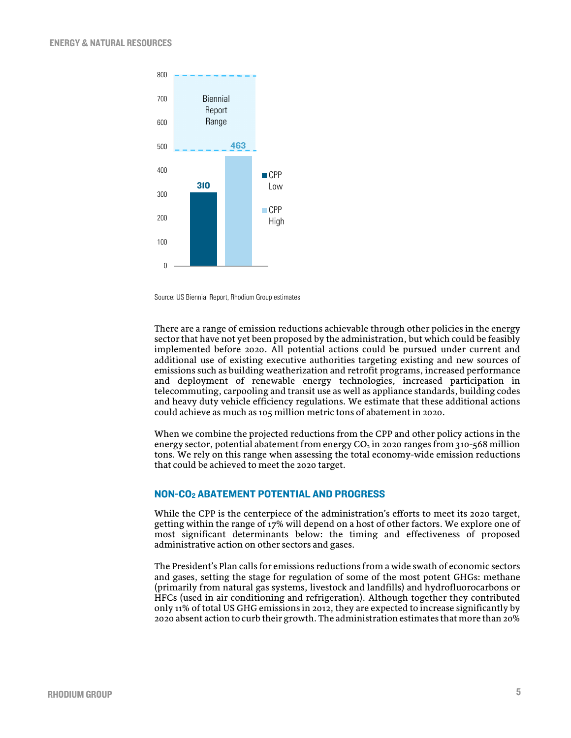Source: US Biennial Report, Rhodium Group estimates

There are a range of emission reductions achievable through other policies in the energy sector that have not yet been proposed by the administration, but which could be feasibly implemented before 2020. All potential actions could be pursued under current and additional use of existing executive authorities targeting existing and new sources of emissions such as building weatherization and retrofit programs, increased performance and deployment of renewable energy technologies, increased participation in telecommuting, carpooling and transit use as well as appliance standards, building codes and heavy duty vehicle efficiency regulations. We estimate that these additional actions could achieve as much as 105 million metric tons of abatement in 2020.

When we combine the projected reductions from the CPP and other policy actions in the energy sector, potential abatement from energy $CO_2$ in 2020 ranges from 310-568 million tons. We rely on this range when assessing the total economy-wide emission reductions that could be achieved to meet the 2020 target.

## NON-$CO_2$ ABATEMENT POTENTIAL AND PROGRESS

While the CPP is the centerpiece of the administration's efforts to meet its 2020 target, getting within the range of 17% will depend on a host of other factors. We explore one of most significant determinants below: the timing and effectiveness of proposed administrative action on other sectors and gases.

The President's Plan calls for emissions reductions from a wide swath of economic sectors and gases, setting the stage for regulation of some of the most potent GHGs: methane (primarily from natural gas systems, livestock and landfills) and hydrofluorocarbons or HFCs (used in air conditioning and refrigeration). Although together they contributed only 11% of total US GHG emissions in 2012, they are expected to increase significantly by 2020 absent action to curb their growth. The administration estimates that more than 20%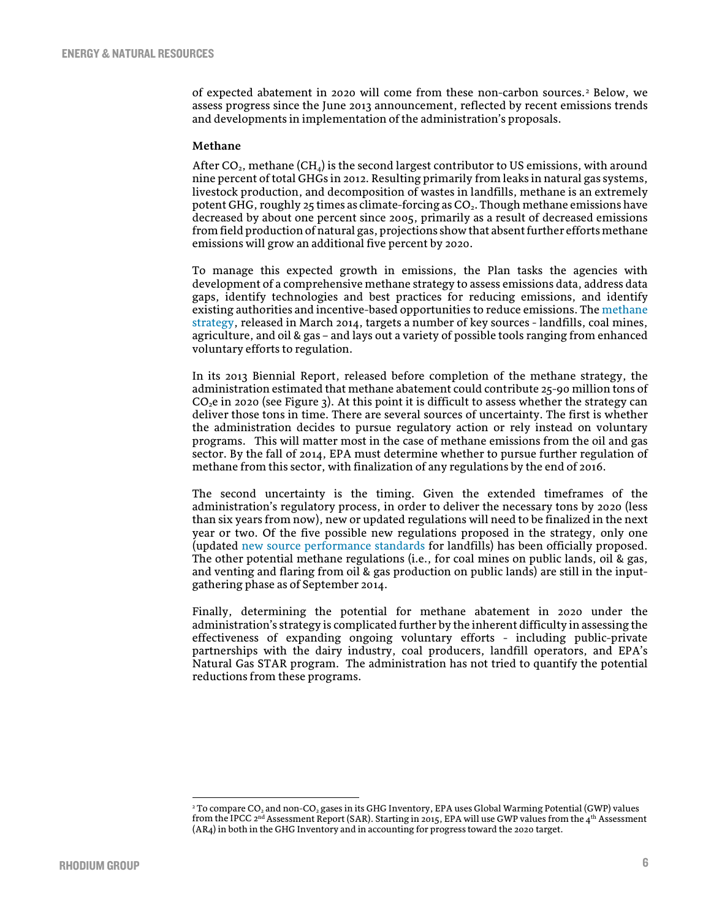of expected abatement in 2020 will come from these non-carbon sources.[2] Below, we assess progress since the June 2013 announcement, reflected by recent emissions trends and developments in implementation of the administration's proposals.

**Methane**

After $CO_2$, methane ($CH_4$) is the second largest contributor to US emissions, with around nine percent of total GHGs in 2012. Resulting primarily from leaks in natural gas systems, livestock production, and decomposition of wastes in landfills, methane is an extremely potent GHG, roughly 25 times as climate-forcing as $CO_2$. Though methane emissions have decreased by about one percent since 2005, primarily as a result of decreased emissions from field production of natural gas, projections show that absent further efforts methane emissions will grow an additional five percent by 2020.

To manage this expected growth in emissions, the Plan tasks the agencies with development of a comprehensive methane strategy to assess emissions data, address data gaps, identify technologies and best practices for reducing emissions, and identify existing authorities and incentive-based opportunities to reduce emissions. The methane strategy, released in March 2014, targets a number of key sources - landfills, coal mines, agriculture, and oil & gas – and lays out a variety of possible tools ranging from enhanced voluntary efforts to regulation.

In its 2013 Biennial Report, released before completion of the methane strategy, the administration estimated that methane abatement could contribute 25-90 million tons of $CO_2$e in 2020 (see Figure 3). At this point it is difficult to assess whether the strategy can deliver those tons in time. There are several sources of uncertainty. The first is whether the administration decides to pursue regulatory action or rely instead on voluntary programs. This will matter most in the case of methane emissions from the oil and gas sector. By the fall of 2014, EPA must determine whether to pursue further regulation of methane from this sector, with finalization of any regulations by the end of 2016.

The second uncertainty is the timing. Given the extended timeframes of the administration's regulatory process, in order to deliver the necessary tons by 2020 (less than six years from now), new or updated regulations will need to be finalized in the next year or two. Of the five possible new regulations proposed in the strategy, only one (updated new source performance standards for landfills) has been officially proposed. The other potential methane regulations (i.e., for coal mines on public lands, oil & gas, and venting and flaring from oil & gas production on public lands) are still in the input-gathering phase as of September 2014.

Finally, determining the potential for methane abatement in 2020 under the administration's strategy is complicated further by the inherent difficulty in assessing the effectiveness of expanding ongoing voluntary efforts - including public-private partnerships with the dairy industry, coal producers, landfill operators, and EPA's Natural Gas STAR program. The administration has not tried to quantify the potential reductions from these programs.

[2] To compare $CO_2$ and non-$CO_2$ gases in its GHG Inventory, EPA uses Global Warming Potential (GWP) values from the IPCC 2nd Assessment Report (SAR). Starting in 2015, EPA will use GWP values from the 4th Assessment (AR4) in both in the GHG Inventory and in accounting for progress toward the 2020 target.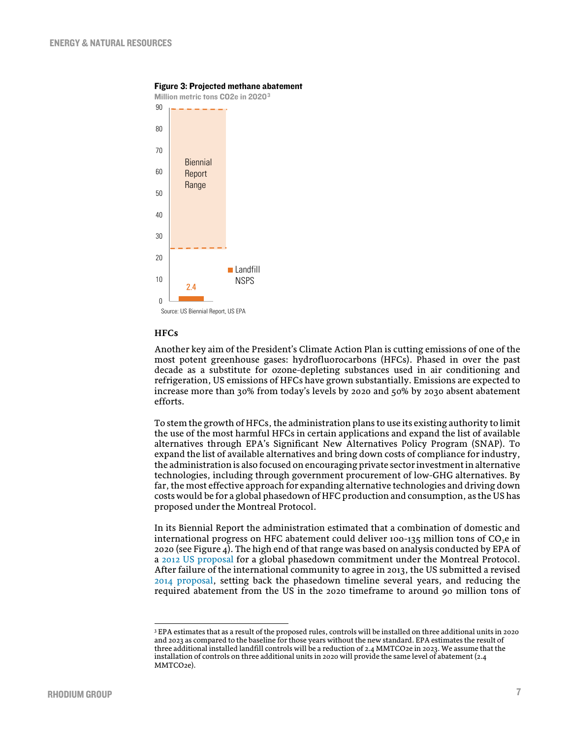**Figure 3: Projected methane abatement**

Million metric tons CO2e in 2020[3]

| | Value |
|---|---|
| Biennial Report Range | ~24–89 |
| Landfill NSPS | 2.4 |

Source: US Biennial Report, US EPA

### HFCs

Another key aim of the President's Climate Action Plan is cutting emissions of one of the most potent greenhouse gases: hydrofluorocarbons (HFCs). Phased in over the past decade as a substitute for ozone-depleting substances used in air conditioning and refrigeration, US emissions of HFCs have grown substantially. Emissions are expected to increase more than 30% from today's levels by 2020 and 50% by 2030 absent abatement efforts.

To stem the growth of HFCs, the administration plans to use its existing authority to limit the use of the most harmful HFCs in certain applications and expand the list of available alternatives through EPA's Significant New Alternatives Policy Program (SNAP). To expand the list of available alternatives and bring down costs of compliance for industry, the administration is also focused on encouraging private sector investment in alternative technologies, including through government procurement of low-GHG alternatives. By far, the most effective approach for expanding alternative technologies and driving down costs would be for a global phasedown of HFC production and consumption, as the US has proposed under the Montreal Protocol.

In its Biennial Report the administration estimated that a combination of domestic and international progress on HFC abatement could deliver 100-135 million tons of $CO_2e$ in 2020 (see Figure 4). The high end of that range was based on analysis conducted by EPA of a 2012 US proposal for a global phasedown commitment under the Montreal Protocol. After failure of the international community to agree in 2013, the US submitted a revised 2014 proposal, setting back the phasedown timeline several years, and reducing the required abatement from the US in the 2020 timeframe to around 90 million tons of

[3] EPA estimates that as a result of the proposed rules, controls will be installed on three additional units in 2020 and 2023 as compared to the baseline for those years without the new standard. EPA estimates the result of three additional installed landfill controls will be a reduction of 2.4 MMTCO2e in 2023. We assume that the installation of controls on three additional units in 2020 will provide the same level of abatement (2.4 MMTCO2e).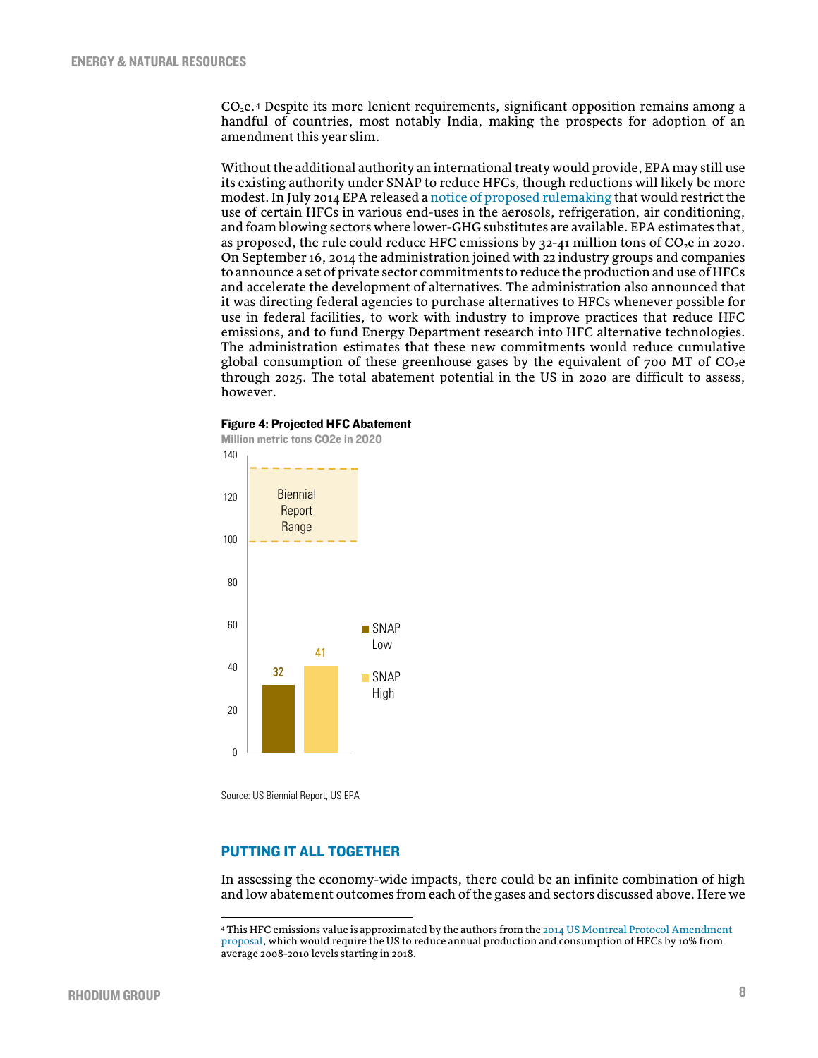$CO_2$e.[4] Despite its more lenient requirements, significant opposition remains among a handful of countries, most notably India, making the prospects for adoption of an amendment this year slim.

Without the additional authority an international treaty would provide, EPA may still use its existing authority under SNAP to reduce HFCs, though reductions will likely be more modest. In July 2014 EPA released a notice of proposed rulemaking that would restrict the use of certain HFCs in various end-uses in the aerosols, refrigeration, air conditioning, and foam blowing sectors where lower-GHG substitutes are available. EPA estimates that, as proposed, the rule could reduce HFC emissions by 32-41 million tons of $CO_2$e in 2020. On September 16, 2014 the administration joined with 22 industry groups and companies to announce a set of private sector commitments to reduce the production and use of HFCs and accelerate the development of alternatives. The administration also announced that it was directing federal agencies to purchase alternatives to HFCs whenever possible for use in federal facilities, to work with industry to improve practices that reduce HFC emissions, and to fund Energy Department research into HFC alternative technologies. The administration estimates that these new commitments would reduce cumulative global consumption of these greenhouse gases by the equivalent of 700 MT of $CO_2$e through 2025. The total abatement potential in the US in 2020 are difficult to assess, however.

**Figure 4: Projected HFC Abatement**

Million metric tons CO2e in 2020

| | Value |
|---|---|
| SNAP Low | 32 |
| SNAP High | 41 |
| Biennial Report Range | ~100–134 |

Source: US Biennial Report, US EPA

## PUTTING IT ALL TOGETHER

In assessing the economy-wide impacts, there could be an infinite combination of high and low abatement outcomes from each of the gases and sectors discussed above. Here we

[4] This HFC emissions value is approximated by the authors from the 2014 US Montreal Protocol Amendment proposal, which would require the US to reduce annual production and consumption of HFCs by 10% from average 2008-2010 levels starting in 2018.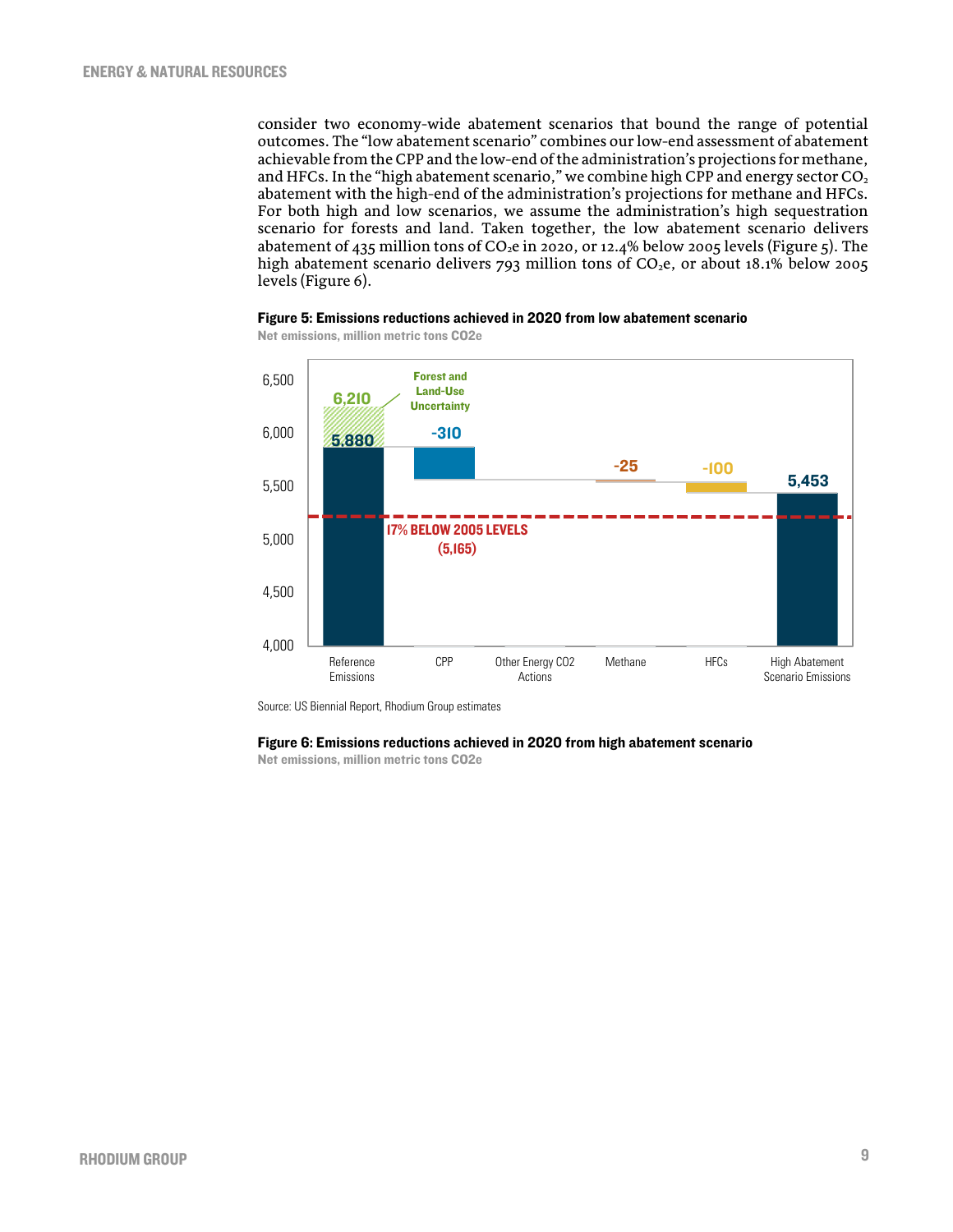consider two economy-wide abatement scenarios that bound the range of potential outcomes. The "low abatement scenario" combines our low-end assessment of abatement achievable from the CPP and the low-end of the administration's projections for methane, and HFCs. In the "high abatement scenario," we combine high CPP and energy sector $CO_2$ abatement with the high-end of the administration's projections for methane and HFCs. For both high and low scenarios, we assume the administration's high sequestration scenario for forests and land. Taken together, the low abatement scenario delivers abatement of 435 million tons of $CO_2$e in 2020, or 12.4% below 2005 levels (Figure 5). The high abatement scenario delivers 793 million tons of $CO_2$e, or about 18.1% below 2005 levels (Figure 6).

**Figure 5: Emissions reductions achieved in 2020 from low abatement scenario**

Net emissions, million metric tons CO2e

| Category | Value |
|---|---|
| Reference Emissions | 5,880 (6,210 incl. Forest and Land-Use Uncertainty) |
| CPP | -310 |
| Other Energy CO2 Actions | |
| Methane | -25 |
| HFCs | -100 |
| High Abatement Scenario Emissions | 5,453 |

17% BELOW 2005 LEVELS (5,165)

Source: US Biennial Report, Rhodium Group estimates

**Figure 6: Emissions reductions achieved in 2020 from high abatement scenario**

Net emissions, million metric tons CO2e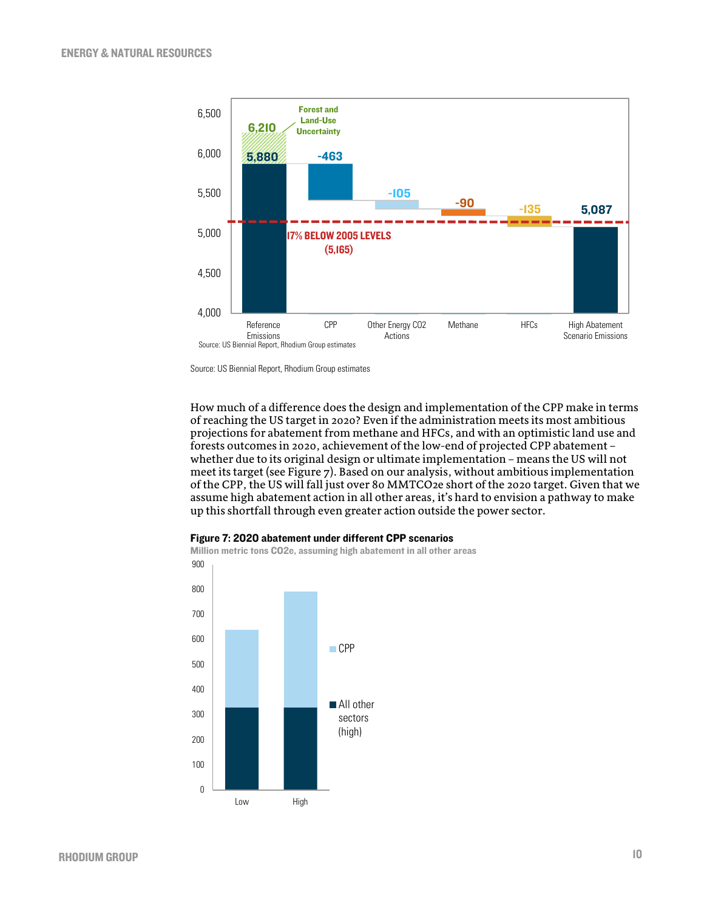Source: US Biennial Report, Rhodium Group estimates

How much of a difference does the design and implementation of the CPP make in terms of reaching the US target in 2020? Even if the administration meets its most ambitious projections for abatement from methane and HFCs, and with an optimistic land use and forests outcomes in 2020, achievement of the low-end of projected CPP abatement – whether due to its original design or ultimate implementation – means the US will not meet its target (see Figure 7). Based on our analysis, without ambitious implementation of the CPP, the US will fall just over 80 MMTCO2e short of the 2020 target. Given that we assume high abatement action in all other areas, it's hard to envision a pathway to make up this shortfall through even greater action outside the power sector.

**Figure 7: 2020 abatement under different CPP scenarios**

Million metric tons CO2e, assuming high abatement in all other areas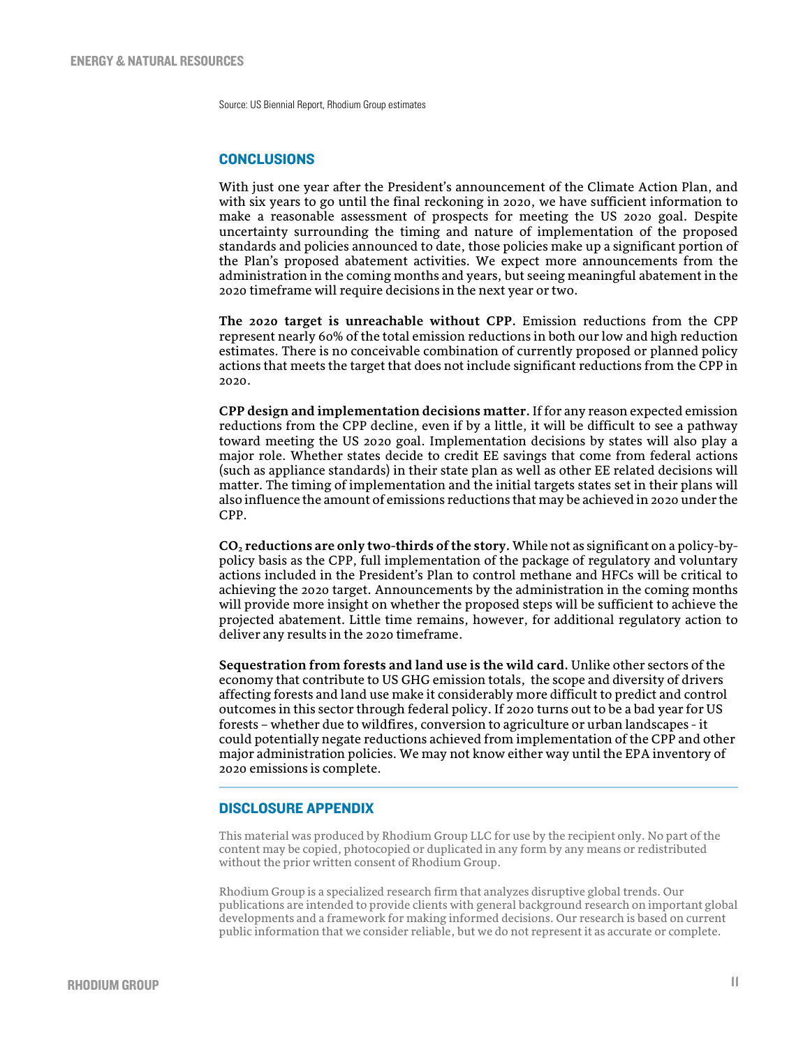Source: US Biennial Report, Rhodium Group estimates

## CONCLUSIONS

With just one year after the President's announcement of the Climate Action Plan, and with six years to go until the final reckoning in 2020, we have sufficient information to make a reasonable assessment of prospects for meeting the US 2020 goal. Despite uncertainty surrounding the timing and nature of implementation of the proposed standards and policies announced to date, those policies make up a significant portion of the Plan's proposed abatement activities. We expect more announcements from the administration in the coming months and years, but seeing meaningful abatement in the 2020 timeframe will require decisions in the next year or two.

**The 2020 target is unreachable without CPP.** Emission reductions from the CPP represent nearly 60% of the total emission reductions in both our low and high reduction estimates. There is no conceivable combination of currently proposed or planned policy actions that meets the target that does not include significant reductions from the CPP in 2020.

**CPP design and implementation decisions matter.** If for any reason expected emission reductions from the CPP decline, even if by a little, it will be difficult to see a pathway toward meeting the US 2020 goal. Implementation decisions by states will also play a major role. Whether states decide to credit EE savings that come from federal actions (such as appliance standards) in their state plan as well as other EE related decisions will matter. The timing of implementation and the initial targets states set in their plans will also influence the amount of emissions reductions that may be achieved in 2020 under the CPP.

**$CO_2$ reductions are only two-thirds of the story.** While not as significant on a policy-by-policy basis as the CPP, full implementation of the package of regulatory and voluntary actions included in the President's Plan to control methane and HFCs will be critical to achieving the 2020 target. Announcements by the administration in the coming months will provide more insight on whether the proposed steps will be sufficient to achieve the projected abatement. Little time remains, however, for additional regulatory action to deliver any results in the 2020 timeframe.

**Sequestration from forests and land use is the wild card.** Unlike other sectors of the economy that contribute to US GHG emission totals, the scope and diversity of drivers affecting forests and land use make it considerably more difficult to predict and control outcomes in this sector through federal policy. If 2020 turns out to be a bad year for US forests – whether due to wildfires, conversion to agriculture or urban landscapes - it could potentially negate reductions achieved from implementation of the CPP and other major administration policies. We may not know either way until the EPA inventory of 2020 emissions is complete.

## DISCLOSURE APPENDIX

This material was produced by Rhodium Group LLC for use by the recipient only. No part of the content may be copied, photocopied or duplicated in any form by any means or redistributed without the prior written consent of Rhodium Group.

Rhodium Group is a specialized research firm that analyzes disruptive global trends. Our publications are intended to provide clients with general background research on important global developments and a framework for making informed decisions. Our research is based on current public information that we consider reliable, but we do not represent it as accurate or complete.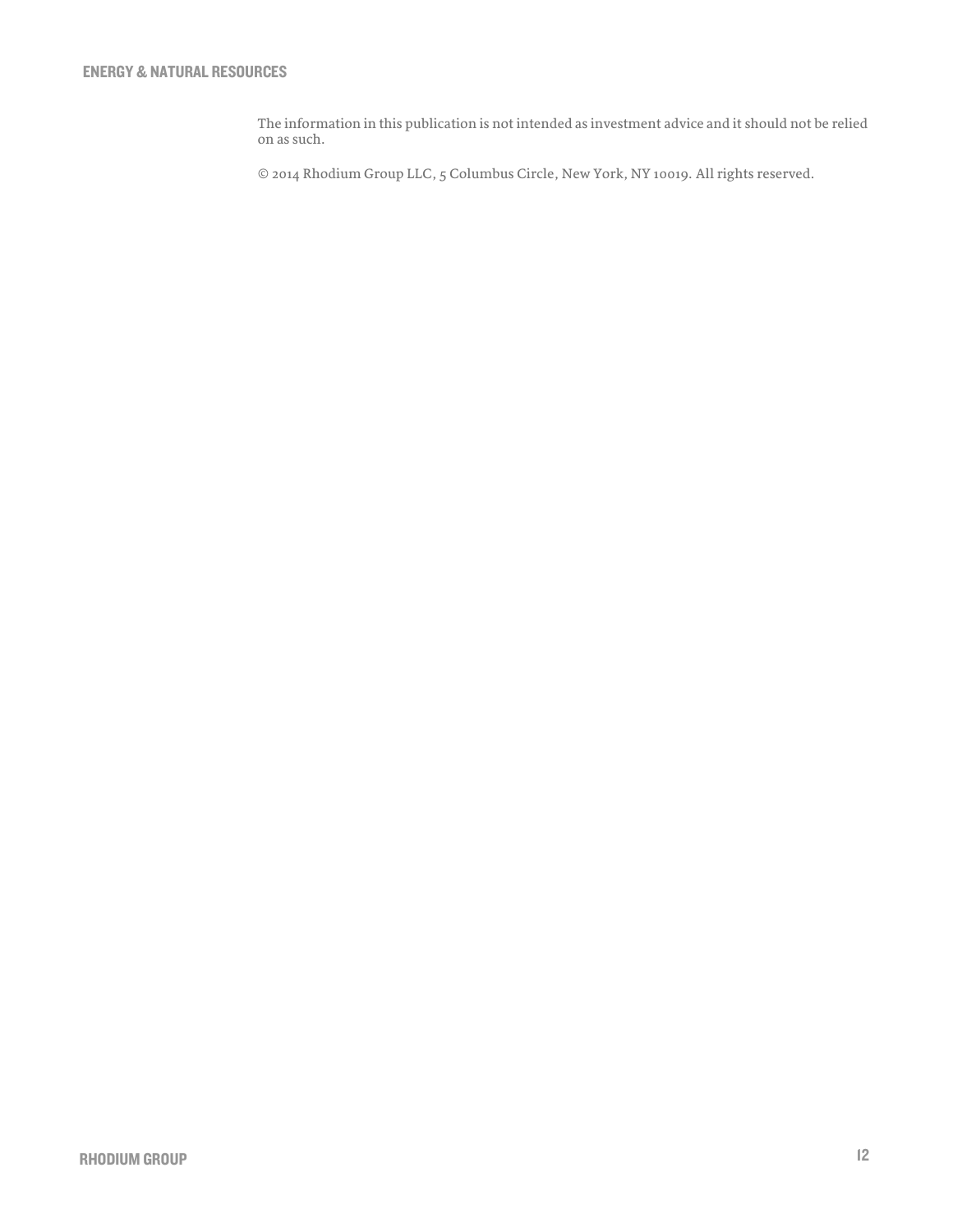The information in this publication is not intended as investment advice and it should not be relied on as such.

© 2014 Rhodium Group LLC, 5 Columbus Circle, New York, NY 10019. All rights reserved.